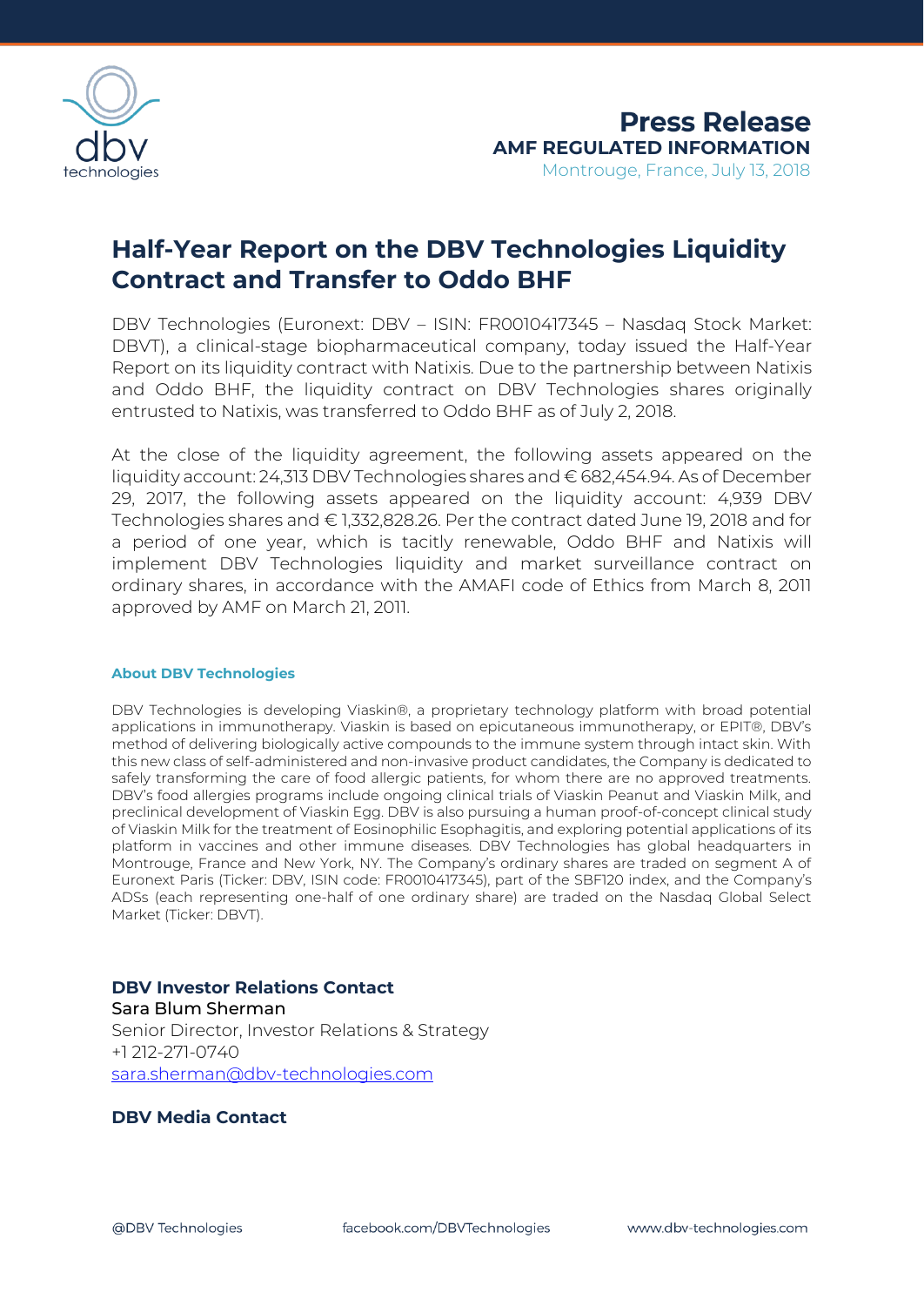**Press Release**
**AMF REGULATED INFORMATION**
Montrouge, France, July 13, 2018

# Half-Year Report on the DBV Technologies Liquidity Contract and Transfer to Oddo BHF

DBV Technologies (Euronext: DBV – ISIN: FR0010417345 – Nasdaq Stock Market: DBVT), a clinical-stage biopharmaceutical company, today issued the Half-Year Report on its liquidity contract with Natixis. Due to the partnership between Natixis and Oddo BHF, the liquidity contract on DBV Technologies shares originally entrusted to Natixis, was transferred to Oddo BHF as of July 2, 2018.

At the close of the liquidity agreement, the following assets appeared on the liquidity account: 24,313 DBV Technologies shares and € 682,454.94. As of December 29, 2017, the following assets appeared on the liquidity account: 4,939 DBV Technologies shares and € 1,332,828.26. Per the contract dated June 19, 2018 and for a period of one year, which is tacitly renewable, Oddo BHF and Natixis will implement DBV Technologies liquidity and market surveillance contract on ordinary shares, in accordance with the AMAFI code of Ethics from March 8, 2011 approved by AMF on March 21, 2011.

#### About DBV Technologies

DBV Technologies is developing Viaskin®, a proprietary technology platform with broad potential applications in immunotherapy. Viaskin is based on epicutaneous immunotherapy, or EPIT®, DBV's method of delivering biologically active compounds to the immune system through intact skin. With this new class of self-administered and non-invasive product candidates, the Company is dedicated to safely transforming the care of food allergic patients, for whom there are no approved treatments. DBV's food allergies programs include ongoing clinical trials of Viaskin Peanut and Viaskin Milk, and preclinical development of Viaskin Egg. DBV is also pursuing a human proof-of-concept clinical study of Viaskin Milk for the treatment of Eosinophilic Esophagitis, and exploring potential applications of its platform in vaccines and other immune diseases. DBV Technologies has global headquarters in Montrouge, France and New York, NY. The Company's ordinary shares are traded on segment A of Euronext Paris (Ticker: DBV, ISIN code: FR0010417345), part of the SBF120 index, and the Company's ADSs (each representing one-half of one ordinary share) are traded on the Nasdaq Global Select Market (Ticker: DBVT).

### DBV Investor Relations Contact

Sara Blum Sherman
Senior Director, Investor Relations & Strategy
+1 212-271-0740
sara.sherman@dbv-technologies.com

### DBV Media Contact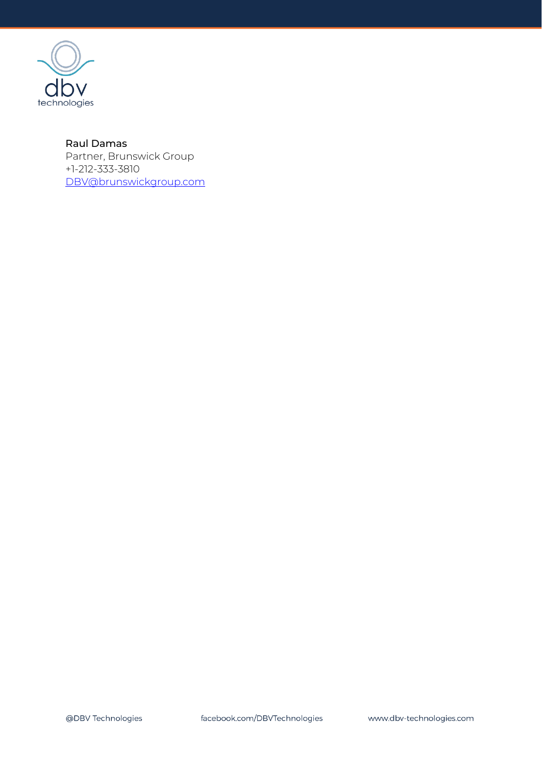Raul Damas
Partner, Brunswick Group
+1-212-333-3810
DBV@brunswickgroup.com